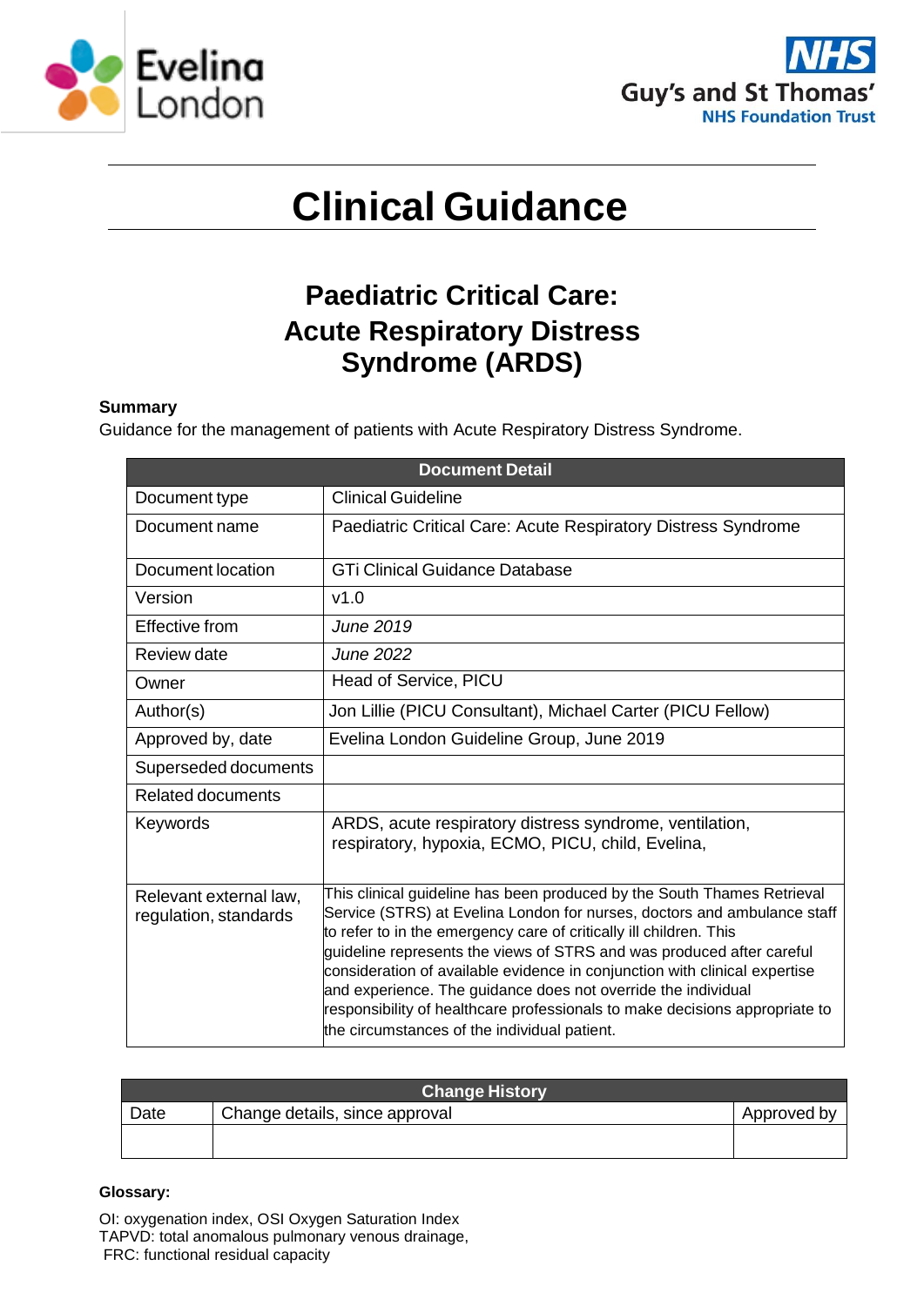# Clinical Guidance

## Paediatric Critical Care: Acute Respiratory Distress Syndrome (ARDS)

**Summary**

Guidance for the management of patients with Acute Respiratory Distress Syndrome.

| Document Detail | |
|---|---|
| Document type | Clinical Guideline |
| Document name | Paediatric Critical Care: Acute Respiratory Distress Syndrome |
| Document location | GTi Clinical Guidance Database |
| Version | v1.0 |
| Effective from | *June 2019* |
| Review date | *June 2022* |
| Owner | Head of Service, PICU |
| Author(s) | Jon Lillie (PICU Consultant), Michael Carter (PICU Fellow) |
| Approved by, date | Evelina London Guideline Group, June 2019 |
| Superseded documents | |
| Related documents | |
| Keywords | ARDS, acute respiratory distress syndrome, ventilation, respiratory, hypoxia, ECMO, PICU, child, Evelina, |
| Relevant external law, regulation, standards | This clinical guideline has been produced by the South Thames Retrieval Service (STRS) at Evelina London for nurses, doctors and ambulance staff to refer to in the emergency care of critically ill children. This guideline represents the views of STRS and was produced after careful consideration of available evidence in conjunction with clinical expertise and experience. The guidance does not override the individual responsibility of healthcare professionals to make decisions appropriate to the circumstances of the individual patient. |

| Change History | | |
|---|---|---|
| Date | Change details, since approval | Approved by |
| | | |

**Glossary:**

OI: oxygenation index, OSI Oxygen Saturation Index  
TAPVD: total anomalous pulmonary venous drainage,  
FRC: functional residual capacity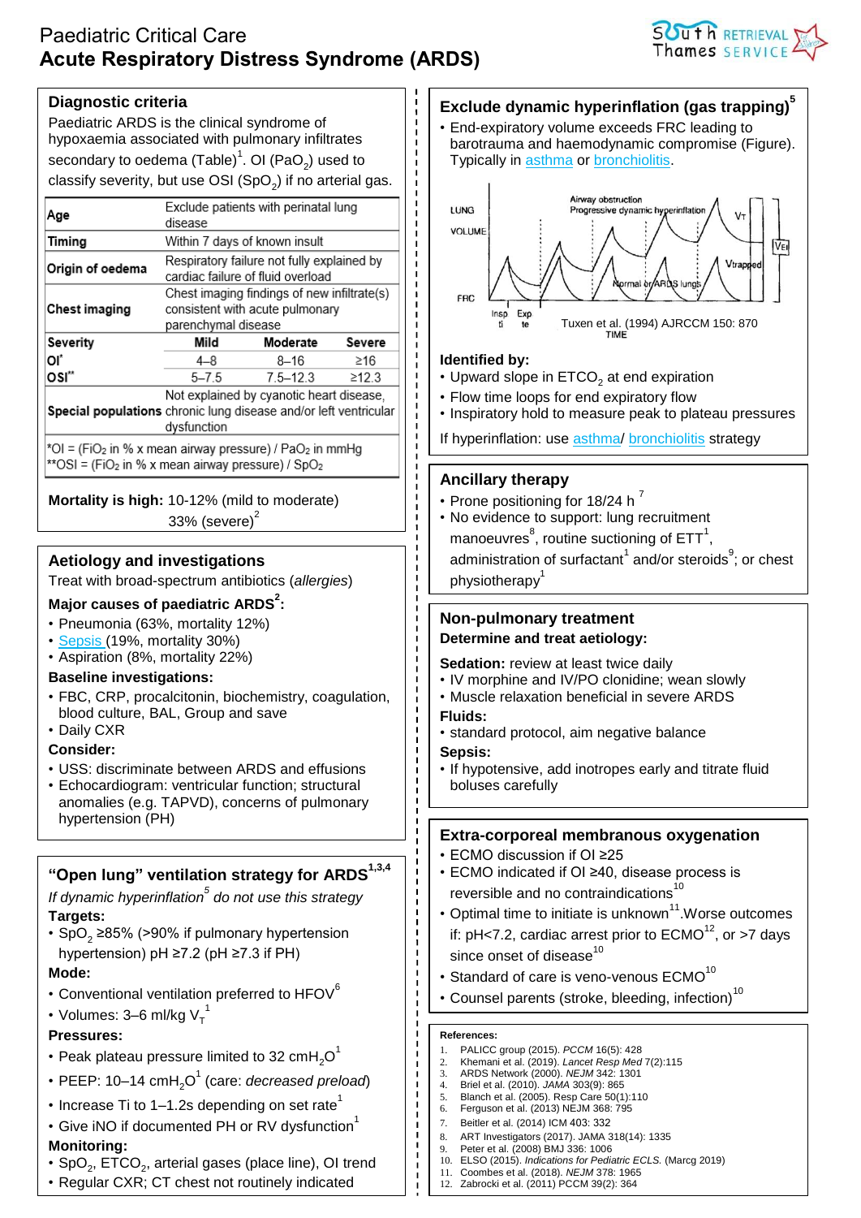# Paediatric Critical Care
# Acute Respiratory Distress Syndrome (ARDS)

South Thames RETRIEVAL SERVICE

## Diagnostic criteria

Paediatric ARDS is the clinical syndrome of hypoxaemia associated with pulmonary infiltrates secondary to oedema (Table)[1]. OI ($PaO_2$) used to classify severity, but use OSI ($SpO_2$) if no arterial gas.

| | | | |
|---|---|---|---|
| **Age** | Exclude patients with perinatal lung disease | | |
| **Timing** | Within 7 days of known insult | | |
| **Origin of oedema** | Respiratory failure not fully explained by cardiac failure of fluid overload | | |
| **Chest imaging** | Chest imaging findings of new infiltrate(s) consistent with acute pulmonary parenchymal disease | | |
| **Severity** | **Mild** | **Moderate** | **Severe** |
| **OI*** | 4–8 | 8–16 | ≥16 |
| **OSI**** | 5–7.5 | 7.5–12.3 | ≥12.3 |
| **Special populations** | Not explained by cyanotic heart disease, chronic lung disease and/or left ventricular dysfunction | | |

*OI = ($FiO_2$ in % x mean airway pressure) / $PaO_2$ in mmHg
**OSI = ($FiO_2$ in % x mean airway pressure) / $SpO_2$

**Mortality is high:** 10-12% (mild to moderate)
33% (severe)[2]

## Aetiology and investigations

Treat with broad-spectrum antibiotics (*allergies*)

**Major causes of paediatric ARDS[2]:**

- Pneumonia (63%, mortality 12%)
- Sepsis (19%, mortality 30%)
- Aspiration (8%, mortality 22%)

**Baseline investigations:**

- FBC, CRP, procalcitonin, biochemistry, coagulation, blood culture, BAL, Group and save
- Daily CXR

**Consider:**

- USS: discriminate between ARDS and effusions
- Echocardiogram: ventricular function; structural anomalies (e.g. TAPVD), concerns of pulmonary hypertension (PH)

## "Open lung" ventilation strategy for ARDS[1,3,4]

*If dynamic hyperinflation*[5] *do not use this strategy*

**Targets:**

- $SpO_2$ ≥85% (>90% if pulmonary hypertension hypertension) pH ≥7.2 (pH ≥7.3 if PH)

**Mode:**

- Conventional ventilation preferred to HFOV[6]
- Volumes: 3–6 ml/kg $V_T$[1]

**Pressures:**

- Peak plateau pressure limited to 32 $cmH_2O$[1]
- PEEP: 10–14 $cmH_2O$[1] (care: *decreased preload*)
- Increase Ti to 1–1.2s depending on set rate[1]
- Give iNO if documented PH or RV dysfunction[1]

**Monitoring:**

- $SpO_2$, $ETCO_2$, arterial gases (place line), OI trend
- Regular CXR; CT chest not routinely indicated

## Exclude dynamic hyperinflation (gas trapping)[5]

- End-expiratory volume exceeds FRC leading to barotrauma and haemodynamic compromise (Figure). Typically in asthma or bronchiolitis.

LUNG VOLUME
FRC
Insp ti
Exp te
TIME
Airway obstruction
Progressive dynamic hyperinflation
Normal or ARDS lungs
VT
VEI
Vtrapped
Tuxen et al. (1994) AJRCCM 150: 870

**Identified by:**

- Upward slope in $ETCO_2$ at end expiration
- Flow time loops for end expiratory flow
- Inspiratory hold to measure peak to plateau pressures

If hyperinflation: use asthma/ bronchiolitis strategy

## Ancillary therapy

- Prone positioning for 18/24 h [7]
- No evidence to support: lung recruitment manoeuvres[8], routine suctioning of ETT[1], administration of surfactant[1] and/or steroids[9]; or chest physiotherapy[1]

## Non-pulmonary treatment

**Determine and treat aetiology:**

**Sedation:** review at least twice daily

- IV morphine and IV/PO clonidine; wean slowly
- Muscle relaxation beneficial in severe ARDS

**Fluids:**

- standard protocol, aim negative balance

**Sepsis:**

- If hypotensive, add inotropes early and titrate fluid boluses carefully

## Extra-corporeal membranous oxygenation

- ECMO discussion if OI ≥25
- ECMO indicated if OI ≥40, disease process is reversible and no contraindications[10]
- Optimal time to initiate is unknown[11].Worse outcomes if: pH<7.2, cardiac arrest prior to ECMO[12], or >7 days since onset of disease[10]
- Standard of care is veno-venous ECMO[10]
- Counsel parents (stroke, bleeding, infection)[10]

**References:**

1. PALICC group (2015). *PCCM* 16(5): 428
2. Khemani et al. (2019). *Lancet Resp Med* 7(2):115
3. ARDS Network (2000). *NEJM* 342: 1301
4. Briel et al. (2010). *JAMA* 303(9): 865
5. Blanch et al. (2005). Resp Care 50(1):110
6. Ferguson et al. (2013) NEJM 368: 795
7. Beitler et al. (2014) ICM 403: 332
8. ART Investigators (2017). JAMA 318(14): 1335
9. Peter et al. (2008) BMJ 336: 1006
10. ELSO (2015). *Indications for Pediatric ECLS.* (Marcg 2019)
11. Coombes et al. (2018). *NEJM* 378: 1965
12. Zabrocki et al. (2011) PCCM 39(2): 364